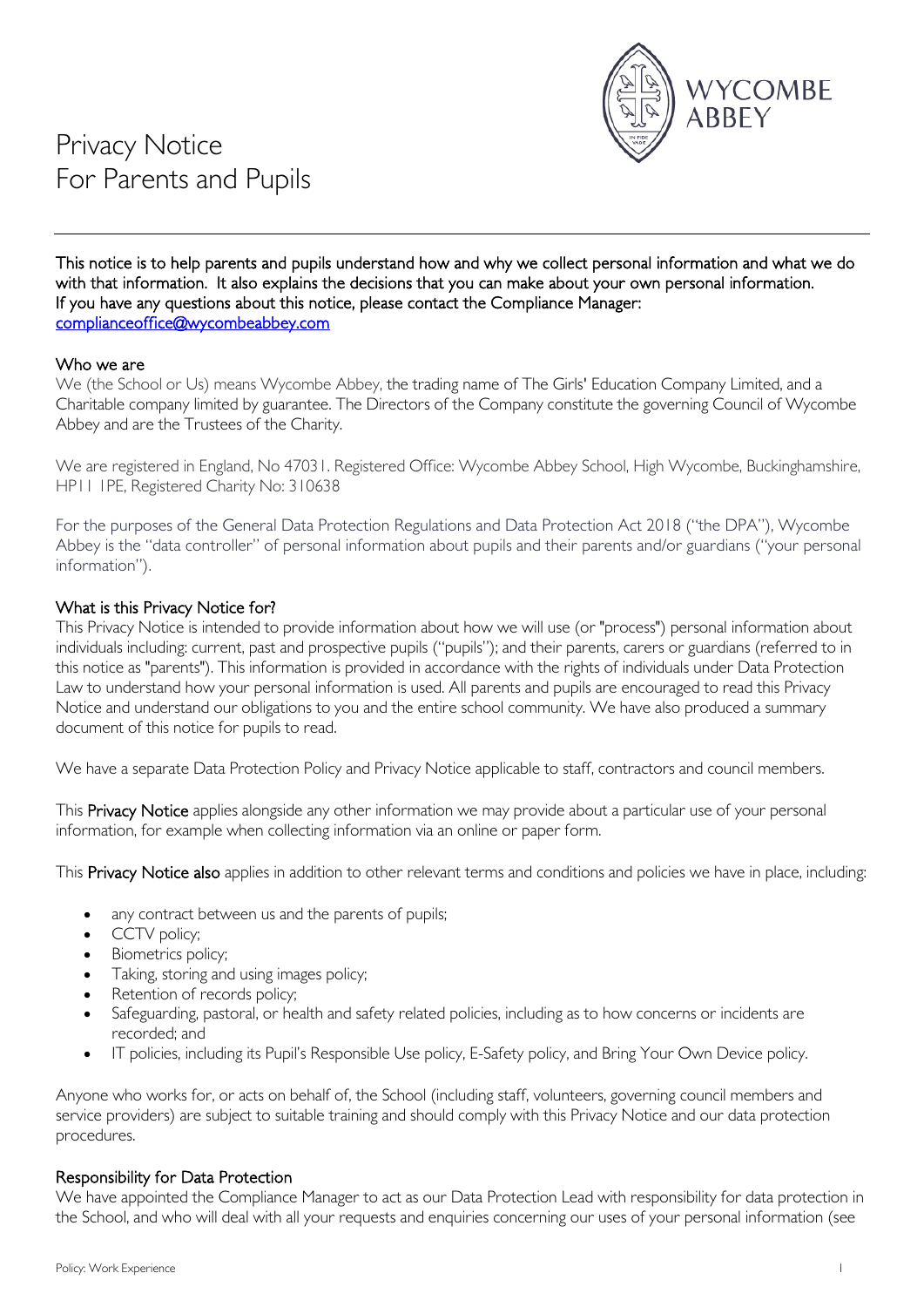# Privacy Notice
# For Parents and Pupils

This notice is to help parents and pupils understand how and why we collect personal information and what we do with that information. It also explains the decisions that you can make about your own personal information. If you have any questions about this notice, please contact the Compliance Manager: complianceoffice@wycombeabbey.com

## Who we are

We (the School or Us) means Wycombe Abbey, the trading name of The Girls' Education Company Limited, and a Charitable company limited by guarantee. The Directors of the Company constitute the governing Council of Wycombe Abbey and are the Trustees of the Charity.

We are registered in England, No 47031. Registered Office: Wycombe Abbey School, High Wycombe, Buckinghamshire, HP11 1PE, Registered Charity No: 310638

For the purposes of the General Data Protection Regulations and Data Protection Act 2018 ("the DPA"), Wycombe Abbey is the "data controller" of personal information about pupils and their parents and/or guardians ("your personal information").

## What is this Privacy Notice for?

This Privacy Notice is intended to provide information about how we will use (or "process") personal information about individuals including: current, past and prospective pupils ("pupils"); and their parents, carers or guardians (referred to in this notice as "parents"). This information is provided in accordance with the rights of individuals under Data Protection Law to understand how your personal information is used. All parents and pupils are encouraged to read this Privacy Notice and understand our obligations to you and the entire school community. We have also produced a summary document of this notice for pupils to read.

We have a separate Data Protection Policy and Privacy Notice applicable to staff, contractors and council members.

This Privacy Notice applies alongside any other information we may provide about a particular use of your personal information, for example when collecting information via an online or paper form.

This Privacy Notice also applies in addition to other relevant terms and conditions and policies we have in place, including:

- any contract between us and the parents of pupils;
- CCTV policy;
- Biometrics policy;
- Taking, storing and using images policy;
- Retention of records policy;
- Safeguarding, pastoral, or health and safety related policies, including as to how concerns or incidents are recorded; and
- IT policies, including its Pupil's Responsible Use policy, E-Safety policy, and Bring Your Own Device policy.

Anyone who works for, or acts on behalf of, the School (including staff, volunteers, governing council members and service providers) are subject to suitable training and should comply with this Privacy Notice and our data protection procedures.

## Responsibility for Data Protection

We have appointed the Compliance Manager to act as our Data Protection Lead with responsibility for data protection in the School, and who will deal with all your requests and enquiries concerning our uses of your personal information (see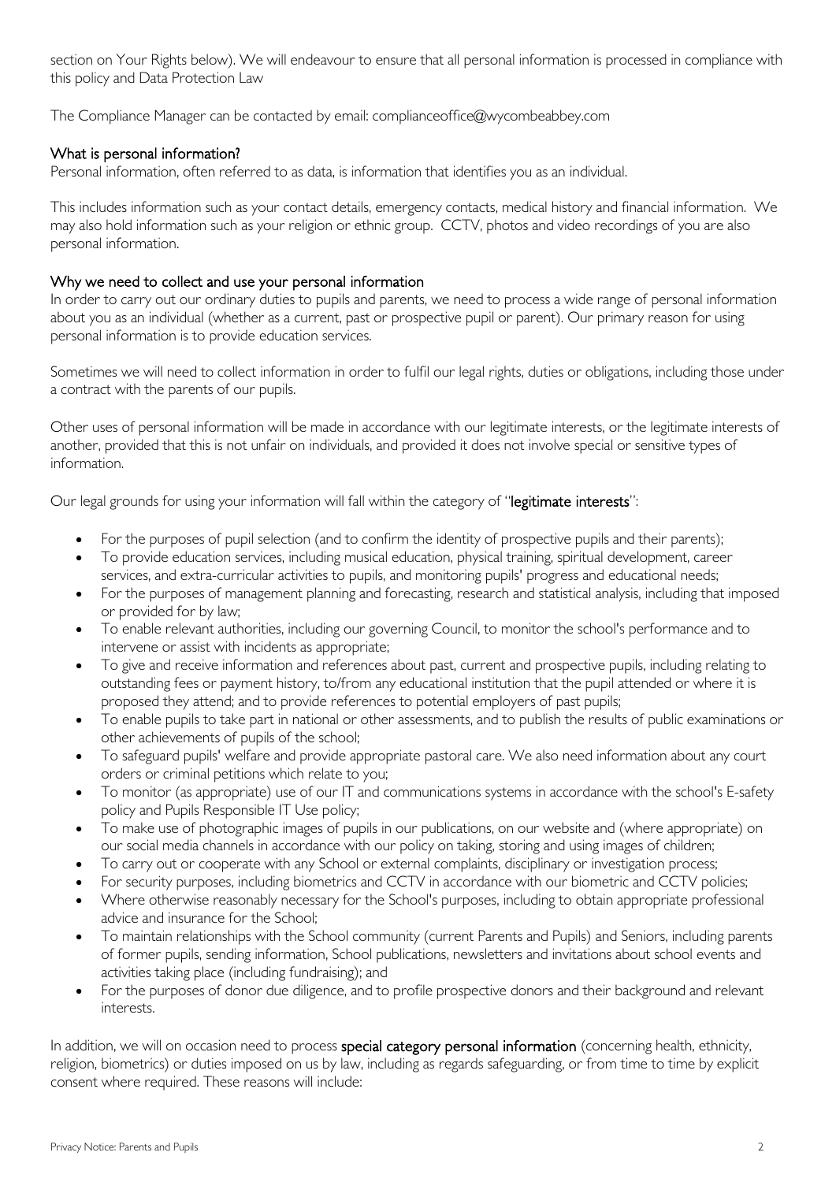section on Your Rights below). We will endeavour to ensure that all personal information is processed in compliance with this policy and Data Protection Law

The Compliance Manager can be contacted by email: complianceoffice@wycombeabbey.com

## What is personal information?

Personal information, often referred to as data, is information that identifies you as an individual.

This includes information such as your contact details, emergency contacts, medical history and financial information. We may also hold information such as your religion or ethnic group. CCTV, photos and video recordings of you are also personal information.

## Why we need to collect and use your personal information

In order to carry out our ordinary duties to pupils and parents, we need to process a wide range of personal information about you as an individual (whether as a current, past or prospective pupil or parent). Our primary reason for using personal information is to provide education services.

Sometimes we will need to collect information in order to fulfil our legal rights, duties or obligations, including those under a contract with the parents of our pupils.

Other uses of personal information will be made in accordance with our legitimate interests, or the legitimate interests of another, provided that this is not unfair on individuals, and provided it does not involve special or sensitive types of information.

Our legal grounds for using your information will fall within the category of "**legitimate interests**":

- For the purposes of pupil selection (and to confirm the identity of prospective pupils and their parents);
- To provide education services, including musical education, physical training, spiritual development, career services, and extra-curricular activities to pupils, and monitoring pupils' progress and educational needs;
- For the purposes of management planning and forecasting, research and statistical analysis, including that imposed or provided for by law;
- To enable relevant authorities, including our governing Council, to monitor the school's performance and to intervene or assist with incidents as appropriate;
- To give and receive information and references about past, current and prospective pupils, including relating to outstanding fees or payment history, to/from any educational institution that the pupil attended or where it is proposed they attend; and to provide references to potential employers of past pupils;
- To enable pupils to take part in national or other assessments, and to publish the results of public examinations or other achievements of pupils of the school;
- To safeguard pupils' welfare and provide appropriate pastoral care. We also need information about any court orders or criminal petitions which relate to you;
- To monitor (as appropriate) use of our IT and communications systems in accordance with the school's E-safety policy and Pupils Responsible IT Use policy;
- To make use of photographic images of pupils in our publications, on our website and (where appropriate) on our social media channels in accordance with our policy on taking, storing and using images of children;
- To carry out or cooperate with any School or external complaints, disciplinary or investigation process;
- For security purposes, including biometrics and CCTV in accordance with our biometric and CCTV policies;
- Where otherwise reasonably necessary for the School's purposes, including to obtain appropriate professional advice and insurance for the School;
- To maintain relationships with the School community (current Parents and Pupils) and Seniors, including parents of former pupils, sending information, School publications, newsletters and invitations about school events and activities taking place (including fundraising); and
- For the purposes of donor due diligence, and to profile prospective donors and their background and relevant interests.

In addition, we will on occasion need to process **special category personal information** (concerning health, ethnicity, religion, biometrics) or duties imposed on us by law, including as regards safeguarding, or from time to time by explicit consent where required. These reasons will include: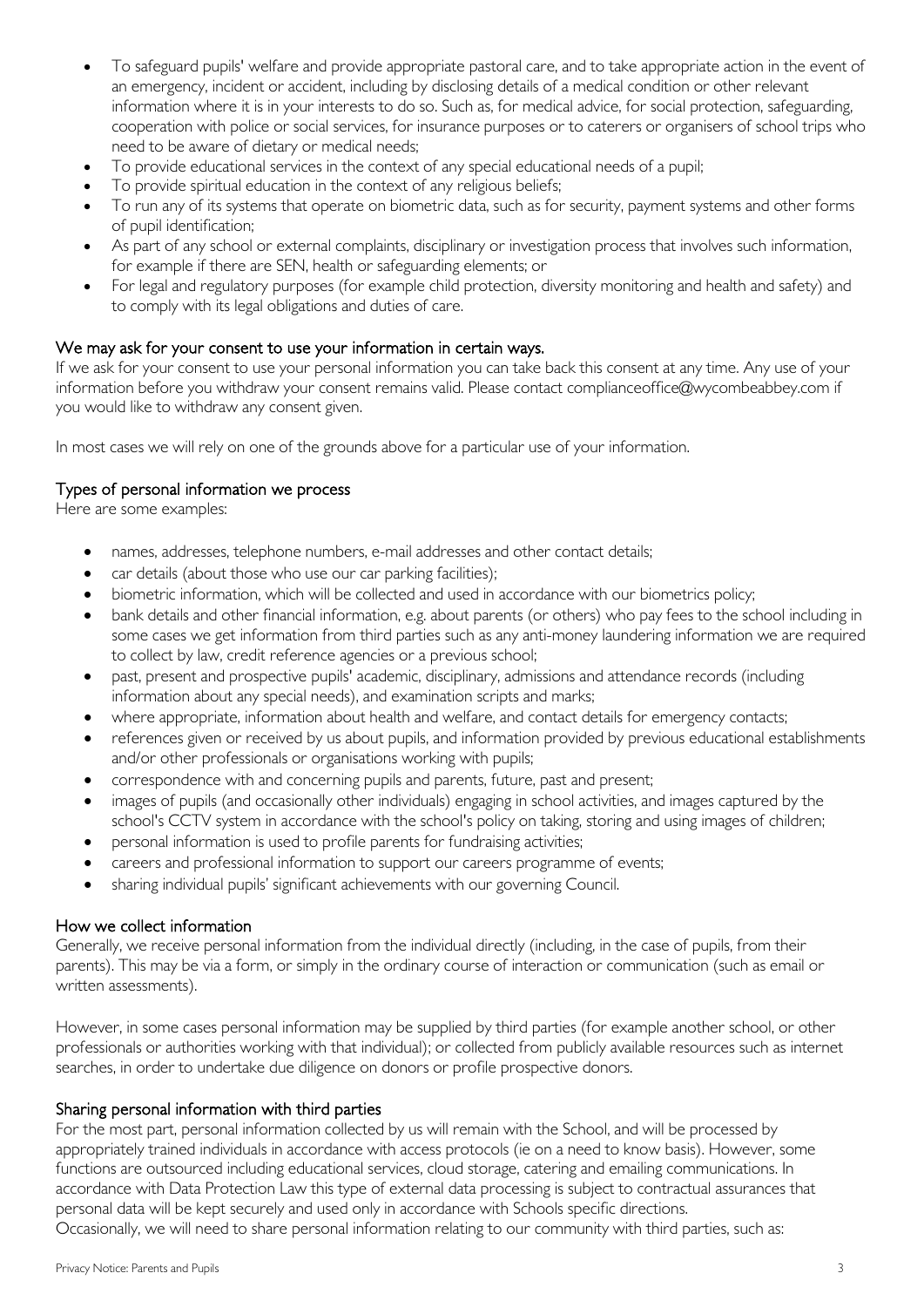- To safeguard pupils' welfare and provide appropriate pastoral care, and to take appropriate action in the event of an emergency, incident or accident, including by disclosing details of a medical condition or other relevant information where it is in your interests to do so. Such as, for medical advice, for social protection, safeguarding, cooperation with police or social services, for insurance purposes or to caterers or organisers of school trips who need to be aware of dietary or medical needs;
- To provide educational services in the context of any special educational needs of a pupil;
- To provide spiritual education in the context of any religious beliefs;
- To run any of its systems that operate on biometric data, such as for security, payment systems and other forms of pupil identification;
- As part of any school or external complaints, disciplinary or investigation process that involves such information, for example if there are SEN, health or safeguarding elements; or
- For legal and regulatory purposes (for example child protection, diversity monitoring and health and safety) and to comply with its legal obligations and duties of care.

## We may ask for your consent to use your information in certain ways.

If we ask for your consent to use your personal information you can take back this consent at any time. Any use of your information before you withdraw your consent remains valid. Please contact complianceoffice@wycombeabbey.com if you would like to withdraw any consent given.

In most cases we will rely on one of the grounds above for a particular use of your information.

## Types of personal information we process

Here are some examples:

- names, addresses, telephone numbers, e-mail addresses and other contact details;
- car details (about those who use our car parking facilities);
- biometric information, which will be collected and used in accordance with our biometrics policy;
- bank details and other financial information, e.g. about parents (or others) who pay fees to the school including in some cases we get information from third parties such as any anti-money laundering information we are required to collect by law, credit reference agencies or a previous school;
- past, present and prospective pupils' academic, disciplinary, admissions and attendance records (including information about any special needs), and examination scripts and marks;
- where appropriate, information about health and welfare, and contact details for emergency contacts;
- references given or received by us about pupils, and information provided by previous educational establishments and/or other professionals or organisations working with pupils;
- correspondence with and concerning pupils and parents, future, past and present;
- images of pupils (and occasionally other individuals) engaging in school activities, and images captured by the school's CCTV system in accordance with the school's policy on taking, storing and using images of children;
- personal information is used to profile parents for fundraising activities;
- careers and professional information to support our careers programme of events;
- sharing individual pupils' significant achievements with our governing Council.

## How we collect information

Generally, we receive personal information from the individual directly (including, in the case of pupils, from their parents). This may be via a form, or simply in the ordinary course of interaction or communication (such as email or written assessments).

However, in some cases personal information may be supplied by third parties (for example another school, or other professionals or authorities working with that individual); or collected from publicly available resources such as internet searches, in order to undertake due diligence on donors or profile prospective donors.

## Sharing personal information with third parties

For the most part, personal information collected by us will remain with the School, and will be processed by appropriately trained individuals in accordance with access protocols (ie on a need to know basis). However, some functions are outsourced including educational services, cloud storage, catering and emailing communications. In accordance with Data Protection Law this type of external data processing is subject to contractual assurances that personal data will be kept securely and used only in accordance with Schools specific directions.
Occasionally, we will need to share personal information relating to our community with third parties, such as: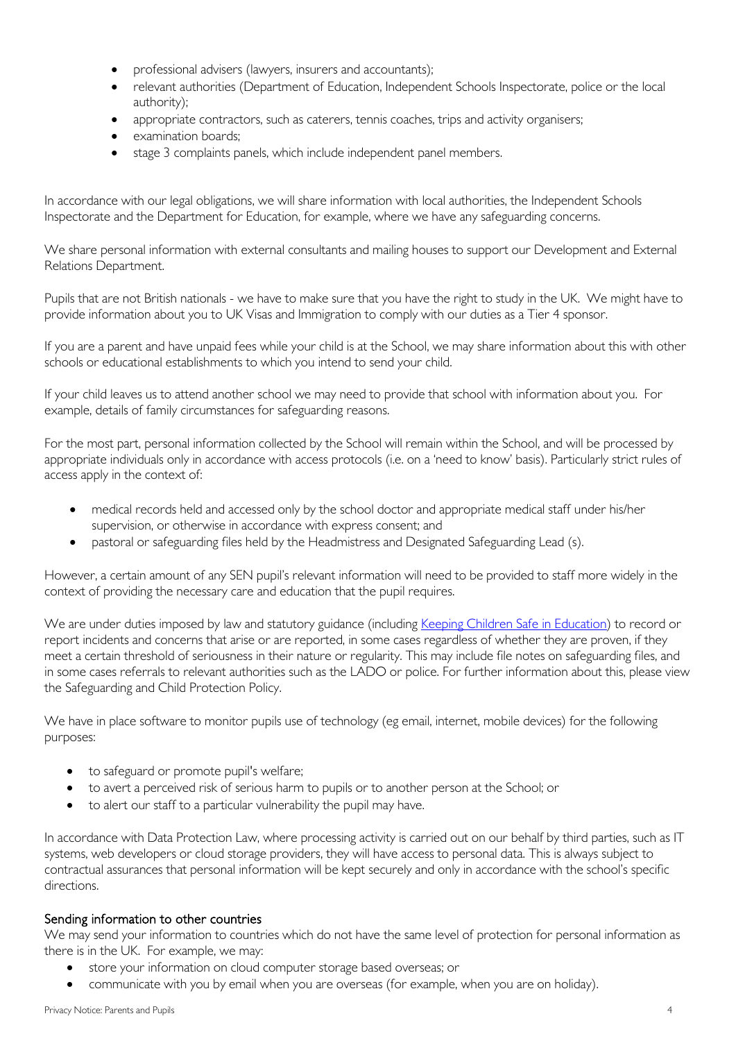- professional advisers (lawyers, insurers and accountants);
- relevant authorities (Department of Education, Independent Schools Inspectorate, police or the local authority);
- appropriate contractors, such as caterers, tennis coaches, trips and activity organisers;
- examination boards;
- stage 3 complaints panels, which include independent panel members.

In accordance with our legal obligations, we will share information with local authorities, the Independent Schools Inspectorate and the Department for Education, for example, where we have any safeguarding concerns.

We share personal information with external consultants and mailing houses to support our Development and External Relations Department.

Pupils that are not British nationals - we have to make sure that you have the right to study in the UK. We might have to provide information about you to UK Visas and Immigration to comply with our duties as a Tier 4 sponsor.

If you are a parent and have unpaid fees while your child is at the School, we may share information about this with other schools or educational establishments to which you intend to send your child.

If your child leaves us to attend another school we may need to provide that school with information about you. For example, details of family circumstances for safeguarding reasons.

For the most part, personal information collected by the School will remain within the School, and will be processed by appropriate individuals only in accordance with access protocols (i.e. on a 'need to know' basis). Particularly strict rules of access apply in the context of:

- medical records held and accessed only by the school doctor and appropriate medical staff under his/her supervision, or otherwise in accordance with express consent; and
- pastoral or safeguarding files held by the Headmistress and Designated Safeguarding Lead (s).

However, a certain amount of any SEN pupil's relevant information will need to be provided to staff more widely in the context of providing the necessary care and education that the pupil requires.

We are under duties imposed by law and statutory guidance (including Keeping Children Safe in Education) to record or report incidents and concerns that arise or are reported, in some cases regardless of whether they are proven, if they meet a certain threshold of seriousness in their nature or regularity. This may include file notes on safeguarding files, and in some cases referrals to relevant authorities such as the LADO or police. For further information about this, please view the Safeguarding and Child Protection Policy.

We have in place software to monitor pupils use of technology (eg email, internet, mobile devices) for the following purposes:

- to safeguard or promote pupil's welfare;
- to avert a perceived risk of serious harm to pupils or to another person at the School; or
- to alert our staff to a particular vulnerability the pupil may have.

In accordance with Data Protection Law, where processing activity is carried out on our behalf by third parties, such as IT systems, web developers or cloud storage providers, they will have access to personal data. This is always subject to contractual assurances that personal information will be kept securely and only in accordance with the school's specific directions.

### Sending information to other countries

We may send your information to countries which do not have the same level of protection for personal information as there is in the UK. For example, we may:

- store your information on cloud computer storage based overseas; or
- communicate with you by email when you are overseas (for example, when you are on holiday).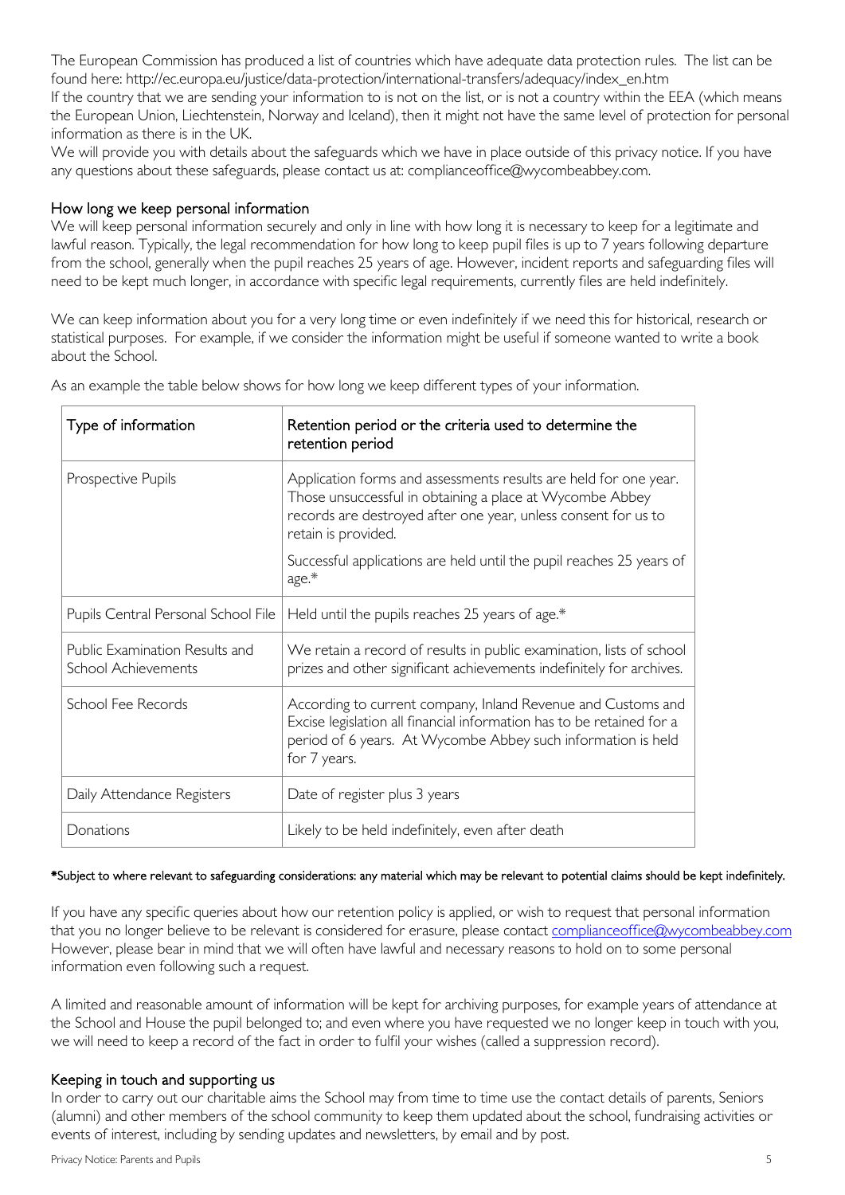The European Commission has produced a list of countries which have adequate data protection rules. The list can be found here: http://ec.europa.eu/justice/data-protection/international-transfers/adequacy/index_en.htm
If the country that we are sending your information to is not on the list, or is not a country within the EEA (which means the European Union, Liechtenstein, Norway and Iceland), then it might not have the same level of protection for personal information as there is in the UK.
We will provide you with details about the safeguards which we have in place outside of this privacy notice. If you have any questions about these safeguards, please contact us at: complianceoffice@wycombeabbey.com.

## How long we keep personal information

We will keep personal information securely and only in line with how long it is necessary to keep for a legitimate and lawful reason. Typically, the legal recommendation for how long to keep pupil files is up to 7 years following departure from the school, generally when the pupil reaches 25 years of age. However, incident reports and safeguarding files will need to be kept much longer, in accordance with specific legal requirements, currently files are held indefinitely.

We can keep information about you for a very long time or even indefinitely if we need this for historical, research or statistical purposes. For example, if we consider the information might be useful if someone wanted to write a book about the School.

As an example the table below shows for how long we keep different types of your information.

| Type of information | Retention period or the criteria used to determine the retention period |
|---|---|
| Prospective Pupils | Application forms and assessments results are held for one year. Those unsuccessful in obtaining a place at Wycombe Abbey records are destroyed after one year, unless consent for us to retain is provided.<br><br>Successful applications are held until the pupil reaches 25 years of age.* |
| Pupils Central Personal School File | Held until the pupils reaches 25 years of age.* |
| Public Examination Results and School Achievements | We retain a record of results in public examination, lists of school prizes and other significant achievements indefinitely for archives. |
| School Fee Records | According to current company, Inland Revenue and Customs and Excise legislation all financial information has to be retained for a period of 6 years. At Wycombe Abbey such information is held for 7 years. |
| Daily Attendance Registers | Date of register plus 3 years |
| Donations | Likely to be held indefinitely, even after death |

*Subject to where relevant to safeguarding considerations: any material which may be relevant to potential claims should be kept indefinitely.

If you have any specific queries about how our retention policy is applied, or wish to request that personal information that you no longer believe to be relevant is considered for erasure, please contact complianceoffice@wycombeabbey.com However, please bear in mind that we will often have lawful and necessary reasons to hold on to some personal information even following such a request.

A limited and reasonable amount of information will be kept for archiving purposes, for example years of attendance at the School and House the pupil belonged to; and even where you have requested we no longer keep in touch with you, we will need to keep a record of the fact in order to fulfil your wishes (called a suppression record).

## Keeping in touch and supporting us

In order to carry out our charitable aims the School may from time to time use the contact details of parents, Seniors (alumni) and other members of the school community to keep them updated about the school, fundraising activities or events of interest, including by sending updates and newsletters, by email and by post.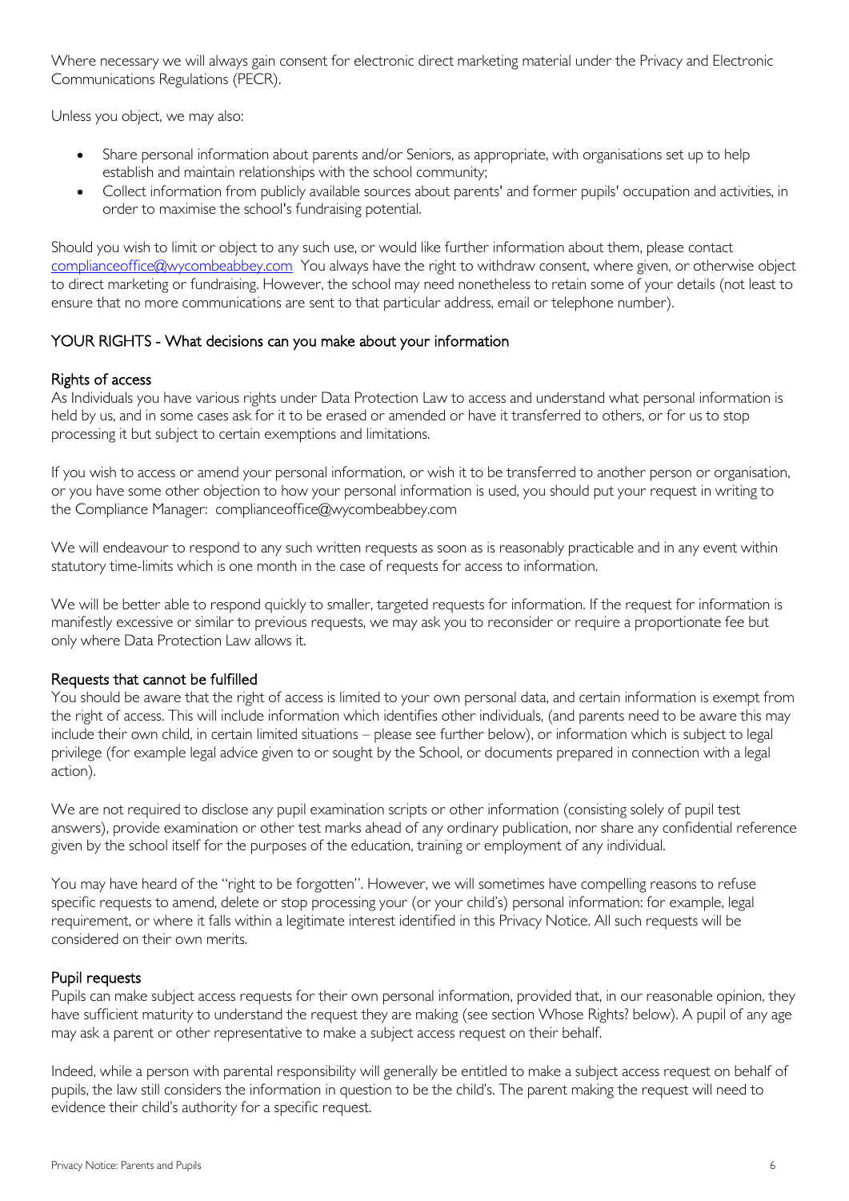Where necessary we will always gain consent for electronic direct marketing material under the Privacy and Electronic Communications Regulations (PECR).

Unless you object, we may also:

- Share personal information about parents and/or Seniors, as appropriate, with organisations set up to help establish and maintain relationships with the school community;
- Collect information from publicly available sources about parents' and former pupils' occupation and activities, in order to maximise the school's fundraising potential.

Should you wish to limit or object to any such use, or would like further information about them, please contact complianceoffice@wycombeabbey.com You always have the right to withdraw consent, where given, or otherwise object to direct marketing or fundraising. However, the school may need nonetheless to retain some of your details (not least to ensure that no more communications are sent to that particular address, email or telephone number).

## YOUR RIGHTS - What decisions can you make about your information

### Rights of access

As Individuals you have various rights under Data Protection Law to access and understand what personal information is held by us, and in some cases ask for it to be erased or amended or have it transferred to others, or for us to stop processing it but subject to certain exemptions and limitations.

If you wish to access or amend your personal information, or wish it to be transferred to another person or organisation, or you have some other objection to how your personal information is used, you should put your request in writing to the Compliance Manager: complianceoffice@wycombeabbey.com

We will endeavour to respond to any such written requests as soon as is reasonably practicable and in any event within statutory time-limits which is one month in the case of requests for access to information.

We will be better able to respond quickly to smaller, targeted requests for information. If the request for information is manifestly excessive or similar to previous requests, we may ask you to reconsider or require a proportionate fee but only where Data Protection Law allows it.

### Requests that cannot be fulfilled

You should be aware that the right of access is limited to your own personal data, and certain information is exempt from the right of access. This will include information which identifies other individuals, (and parents need to be aware this may include their own child, in certain limited situations – please see further below), or information which is subject to legal privilege (for example legal advice given to or sought by the School, or documents prepared in connection with a legal action).

We are not required to disclose any pupil examination scripts or other information (consisting solely of pupil test answers), provide examination or other test marks ahead of any ordinary publication, nor share any confidential reference given by the school itself for the purposes of the education, training or employment of any individual.

You may have heard of the "right to be forgotten". However, we will sometimes have compelling reasons to refuse specific requests to amend, delete or stop processing your (or your child's) personal information: for example, legal requirement, or where it falls within a legitimate interest identified in this Privacy Notice. All such requests will be considered on their own merits.

### Pupil requests

Pupils can make subject access requests for their own personal information, provided that, in our reasonable opinion, they have sufficient maturity to understand the request they are making (see section Whose Rights? below). A pupil of any age may ask a parent or other representative to make a subject access request on their behalf.

Indeed, while a person with parental responsibility will generally be entitled to make a subject access request on behalf of pupils, the law still considers the information in question to be the child's. The parent making the request will need to evidence their child's authority for a specific request.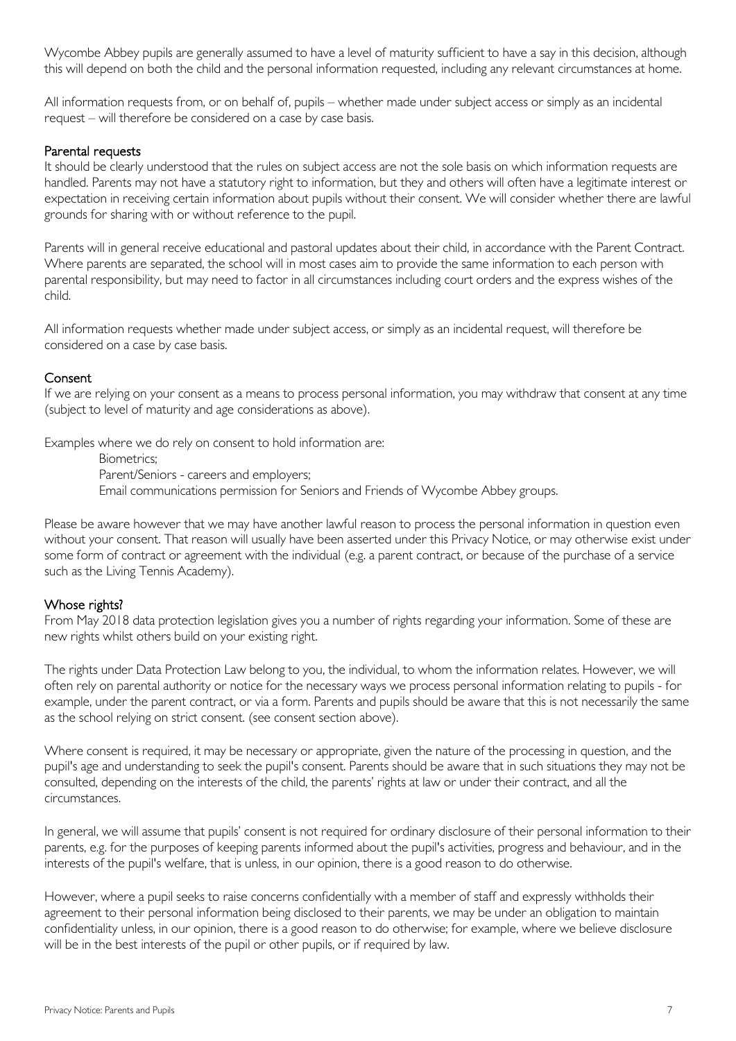Wycombe Abbey pupils are generally assumed to have a level of maturity sufficient to have a say in this decision, although this will depend on both the child and the personal information requested, including any relevant circumstances at home.

All information requests from, or on behalf of, pupils – whether made under subject access or simply as an incidental request – will therefore be considered on a case by case basis.

### Parental requests

It should be clearly understood that the rules on subject access are not the sole basis on which information requests are handled. Parents may not have a statutory right to information, but they and others will often have a legitimate interest or expectation in receiving certain information about pupils without their consent. We will consider whether there are lawful grounds for sharing with or without reference to the pupil.

Parents will in general receive educational and pastoral updates about their child, in accordance with the Parent Contract. Where parents are separated, the school will in most cases aim to provide the same information to each person with parental responsibility, but may need to factor in all circumstances including court orders and the express wishes of the child.

All information requests whether made under subject access, or simply as an incidental request, will therefore be considered on a case by case basis.

### Consent

If we are relying on your consent as a means to process personal information, you may withdraw that consent at any time (subject to level of maturity and age considerations as above).

Examples where we do rely on consent to hold information are:

- Biometrics;
- Parent/Seniors - careers and employers;
- Email communications permission for Seniors and Friends of Wycombe Abbey groups.

Please be aware however that we may have another lawful reason to process the personal information in question even without your consent. That reason will usually have been asserted under this Privacy Notice, or may otherwise exist under some form of contract or agreement with the individual (e.g. a parent contract, or because of the purchase of a service such as the Living Tennis Academy).

### Whose rights?

From May 2018 data protection legislation gives you a number of rights regarding your information. Some of these are new rights whilst others build on your existing right.

The rights under Data Protection Law belong to you, the individual, to whom the information relates. However, we will often rely on parental authority or notice for the necessary ways we process personal information relating to pupils - for example, under the parent contract, or via a form. Parents and pupils should be aware that this is not necessarily the same as the school relying on strict consent. (see consent section above).

Where consent is required, it may be necessary or appropriate, given the nature of the processing in question, and the pupil's age and understanding to seek the pupil's consent. Parents should be aware that in such situations they may not be consulted, depending on the interests of the child, the parents' rights at law or under their contract, and all the circumstances.

In general, we will assume that pupils' consent is not required for ordinary disclosure of their personal information to their parents, e.g. for the purposes of keeping parents informed about the pupil's activities, progress and behaviour, and in the interests of the pupil's welfare, that is unless, in our opinion, there is a good reason to do otherwise.

However, where a pupil seeks to raise concerns confidentially with a member of staff and expressly withholds their agreement to their personal information being disclosed to their parents, we may be under an obligation to maintain confidentiality unless, in our opinion, there is a good reason to do otherwise; for example, where we believe disclosure will be in the best interests of the pupil or other pupils, or if required by law.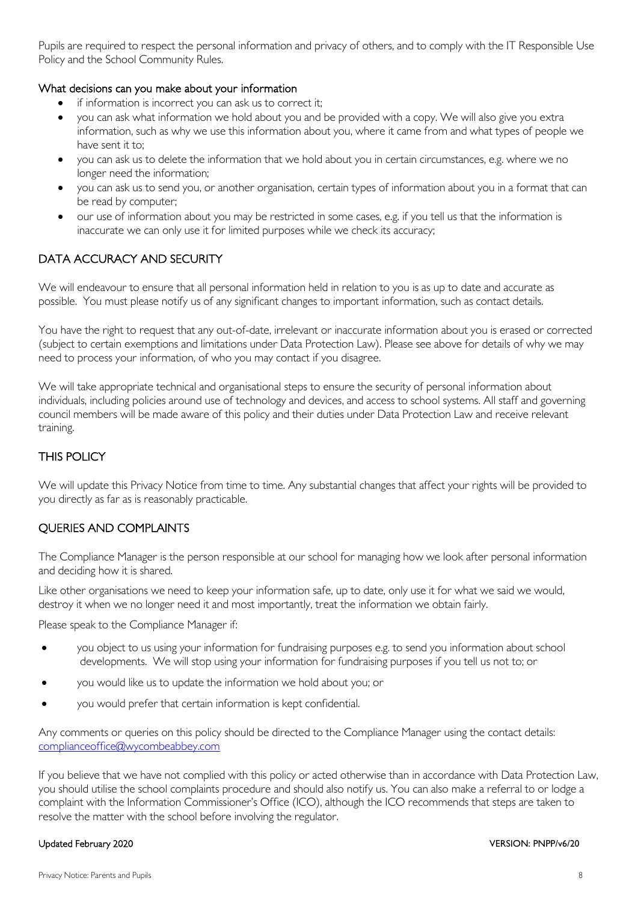Pupils are required to respect the personal information and privacy of others, and to comply with the IT Responsible Use Policy and the School Community Rules.

### What decisions can you make about your information

- if information is incorrect you can ask us to correct it;
- you can ask what information we hold about you and be provided with a copy. We will also give you extra information, such as why we use this information about you, where it came from and what types of people we have sent it to;
- you can ask us to delete the information that we hold about you in certain circumstances, e.g. where we no longer need the information;
- you can ask us to send you, or another organisation, certain types of information about you in a format that can be read by computer;
- our use of information about you may be restricted in some cases, e.g. if you tell us that the information is inaccurate we can only use it for limited purposes while we check its accuracy;

## DATA ACCURACY AND SECURITY

We will endeavour to ensure that all personal information held in relation to you is as up to date and accurate as possible. You must please notify us of any significant changes to important information, such as contact details.

You have the right to request that any out-of-date, irrelevant or inaccurate information about you is erased or corrected (subject to certain exemptions and limitations under Data Protection Law). Please see above for details of why we may need to process your information, of who you may contact if you disagree.

We will take appropriate technical and organisational steps to ensure the security of personal information about individuals, including policies around use of technology and devices, and access to school systems. All staff and governing council members will be made aware of this policy and their duties under Data Protection Law and receive relevant training.

## THIS POLICY

We will update this Privacy Notice from time to time. Any substantial changes that affect your rights will be provided to you directly as far as is reasonably practicable.

## QUERIES AND COMPLAINTS

The Compliance Manager is the person responsible at our school for managing how we look after personal information and deciding how it is shared.

Like other organisations we need to keep your information safe, up to date, only use it for what we said we would, destroy it when we no longer need it and most importantly, treat the information we obtain fairly.

Please speak to the Compliance Manager if:

- you object to us using your information for fundraising purposes e.g. to send you information about school developments. We will stop using your information for fundraising purposes if you tell us not to; or
- you would like us to update the information we hold about you; or
- you would prefer that certain information is kept confidential.

Any comments or queries on this policy should be directed to the Compliance Manager using the contact details: complianceoffice@wycombeabbey.com

If you believe that we have not complied with this policy or acted otherwise than in accordance with Data Protection Law, you should utilise the school complaints procedure and should also notify us. You can also make a referral to or lodge a complaint with the Information Commissioner's Office (ICO), although the ICO recommends that steps are taken to resolve the matter with the school before involving the regulator.

**Updated February 2020** **VERSION: PNPP/v6/20**